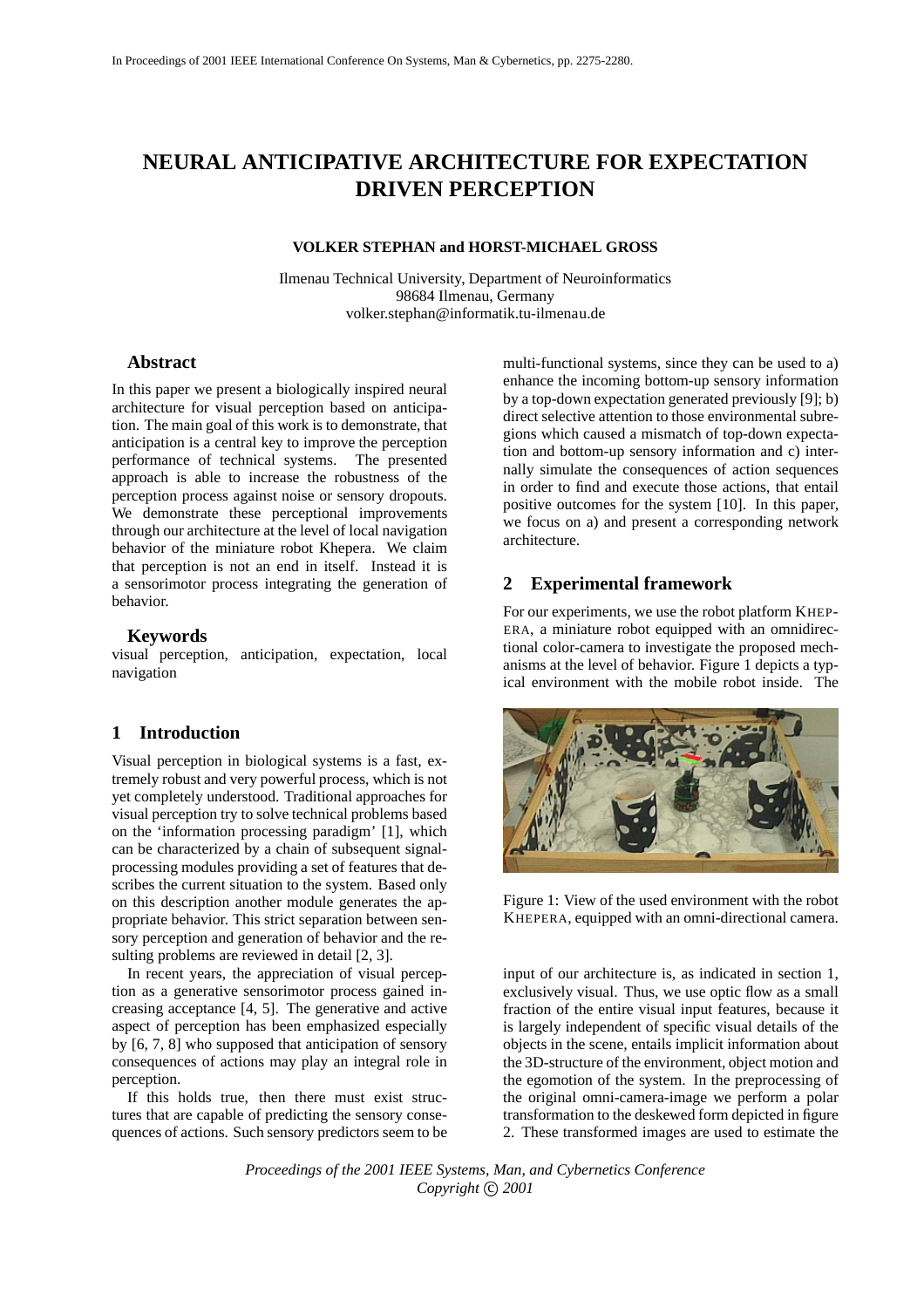# NEURAL ANTICIPATIVE ARCHITECTURE FOR EXPECTATION DRIVEN PERCEPTION

**VOLKER STEPHAN and HORST-MICHAEL GROSS**

Ilmenau Technical University, Department of Neuroinformatics
98684 Ilmenau, Germany
volker.stephan@informatik.tu-ilmenau.de

## Abstract

In this paper we present a biologically inspired neural architecture for visual perception based on anticipation. The main goal of this work is to demonstrate, that anticipation is a central key to improve the perception performance of technical systems. The presented approach is able to increase the robustness of the perception process against noise or sensory dropouts. We demonstrate these perceptional improvements through our architecture at the level of local navigation behavior of the miniature robot Khepera. We claim that perception is not an end in itself. Instead it is a sensorimotor process integrating the generation of behavior.

## Keywords

visual perception, anticipation, expectation, local navigation

## 1 Introduction

Visual perception in biological systems is a fast, extremely robust and very powerful process, which is not yet completely understood. Traditional approaches for visual perception try to solve technical problems based on the 'information processing paradigm' [1], which can be characterized by a chain of subsequent signal-processing modules providing a set of features that describes the current situation to the system. Based only on this description another module generates the appropriate behavior. This strict separation between sensory perception and generation of behavior and the resulting problems are reviewed in detail [2, 3].

In recent years, the appreciation of visual perception as a generative sensorimotor process gained increasing acceptance [4, 5]. The generative and active aspect of perception has been emphasized especially by [6, 7, 8] who supposed that anticipation of sensory consequences of actions may play an integral role in perception.

If this holds true, then there must exist structures that are capable of predicting the sensory consequences of actions. Such sensory predictors seem to be multi-functional systems, since they can be used to a) enhance the incoming bottom-up sensory information by a top-down expectation generated previously [9]; b) direct selective attention to those environmental subregions which caused a mismatch of top-down expectation and bottom-up sensory information and c) internally simulate the consequences of action sequences in order to find and execute those actions, that entail positive outcomes for the system [10]. In this paper, we focus on a) and present a corresponding network architecture.

## 2 Experimental framework

For our experiments, we use the robot platform KHEPERA, a miniature robot equipped with an omnidirectional color-camera to investigate the proposed mechanisms at the level of behavior. Figure 1 depicts a typical environment with the mobile robot inside. The input of our architecture is, as indicated in section 1, exclusively visual. Thus, we use optic flow as a small fraction of the entire visual input features, because it is largely independent of specific visual details of the objects in the scene, entails implicit information about the 3D-structure of the environment, object motion and the egomotion of the system. In the preprocessing of the original omni-camera-image we perform a polar transformation to the deskewed form depicted in figure 2. These transformed images are used to estimate the

Figure 1: View of the used environment with the robot KHEPERA, equipped with an omni-directional camera.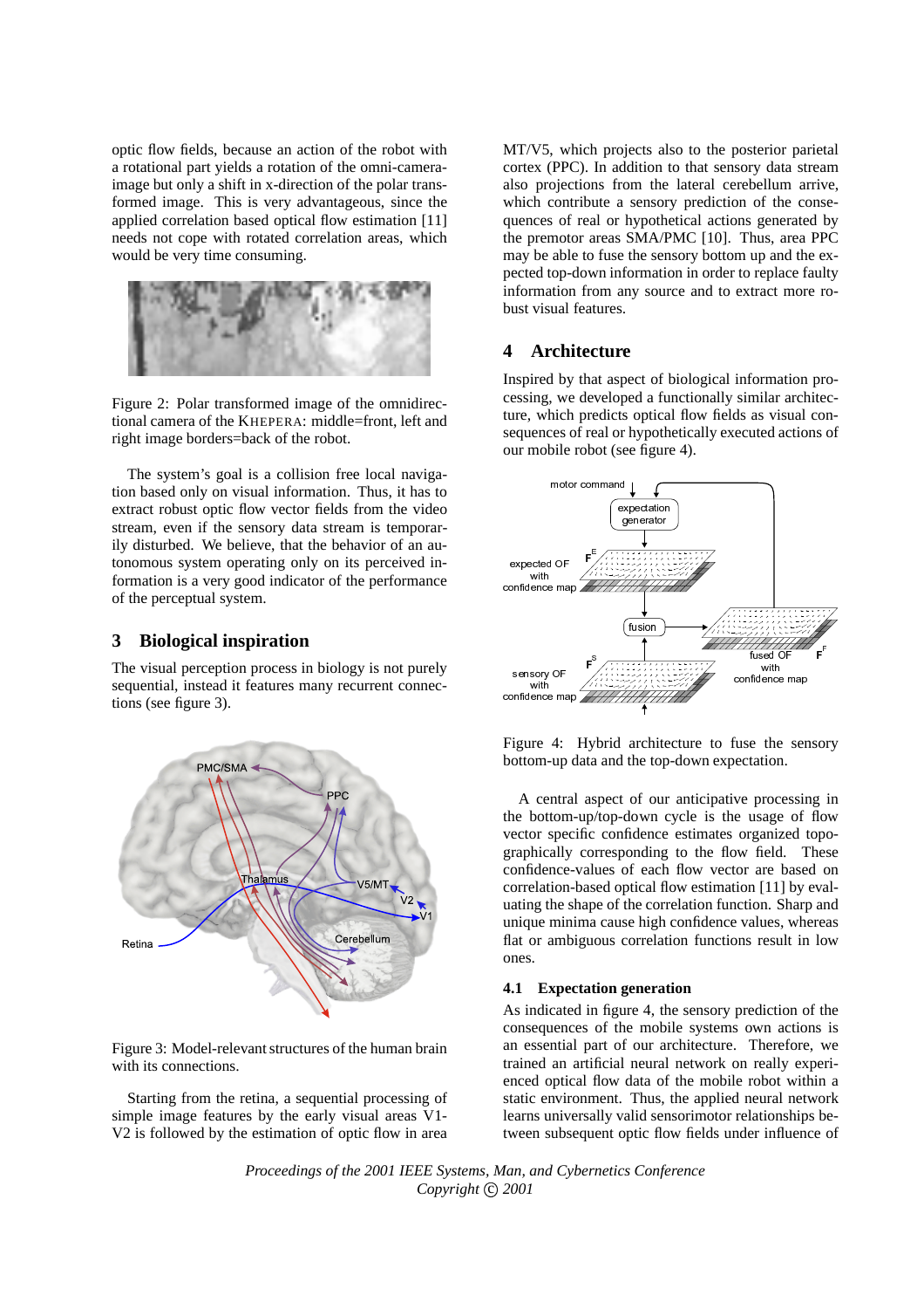optic flow fields, because an action of the robot with a rotational part yields a rotation of the omni-camera-image but only a shift in x-direction of the polar transformed image. This is very advantageous, since the applied correlation based optical flow estimation [11] needs not cope with rotated correlation areas, which would be very time consuming.

Figure 2: Polar transformed image of the omnidirectional camera of the KHEPERA: middle=front, left and right image borders=back of the robot.

The system's goal is a collision free local navigation based only on visual information. Thus, it has to extract robust optic flow vector fields from the video stream, even if the sensory data stream is temporarily disturbed. We believe, that the behavior of an autonomous system operating only on its perceived information is a very good indicator of the performance of the perceptual system.

## 3 Biological inspiration

The visual perception process in biology is not purely sequential, instead it features many recurrent connections (see figure 3).

Figure 3: Model-relevant structures of the human brain with its connections.

Starting from the retina, a sequential processing of simple image features by the early visual areas V1-V2 is followed by the estimation of optic flow in area MT/V5, which projects also to the posterior parietal cortex (PPC). In addition to that sensory data stream also projections from the lateral cerebellum arrive, which contribute a sensory prediction of the consequences of real or hypothetical actions generated by the premotor areas SMA/PMC [10]. Thus, area PPC may be able to fuse the sensory bottom up and the expected top-down information in order to replace faulty information from any source and to extract more robust visual features.

## 4 Architecture

Inspired by that aspect of biological information processing, we developed a functionally similar architecture, which predicts optical flow fields as visual consequences of real or hypothetically executed actions of our mobile robot (see figure 4).

Figure 4: Hybrid architecture to fuse the sensory bottom-up data and the top-down expectation.

A central aspect of our anticipative processing in the bottom-up/top-down cycle is the usage of flow vector specific confidence estimates organized topographically corresponding to the flow field. These confidence-values of each flow vector are based on correlation-based optical flow estimation [11] by evaluating the shape of the correlation function. Sharp and unique minima cause high confidence values, whereas flat or ambiguous correlation functions result in low ones.

### 4.1 Expectation generation

As indicated in figure 4, the sensory prediction of the consequences of the mobile systems own actions is an essential part of our architecture. Therefore, we trained an artificial neural network on really experienced optical flow data of the mobile robot within a static environment. Thus, the applied neural network learns universally valid sensorimotor relationships between subsequent optic flow fields under influence of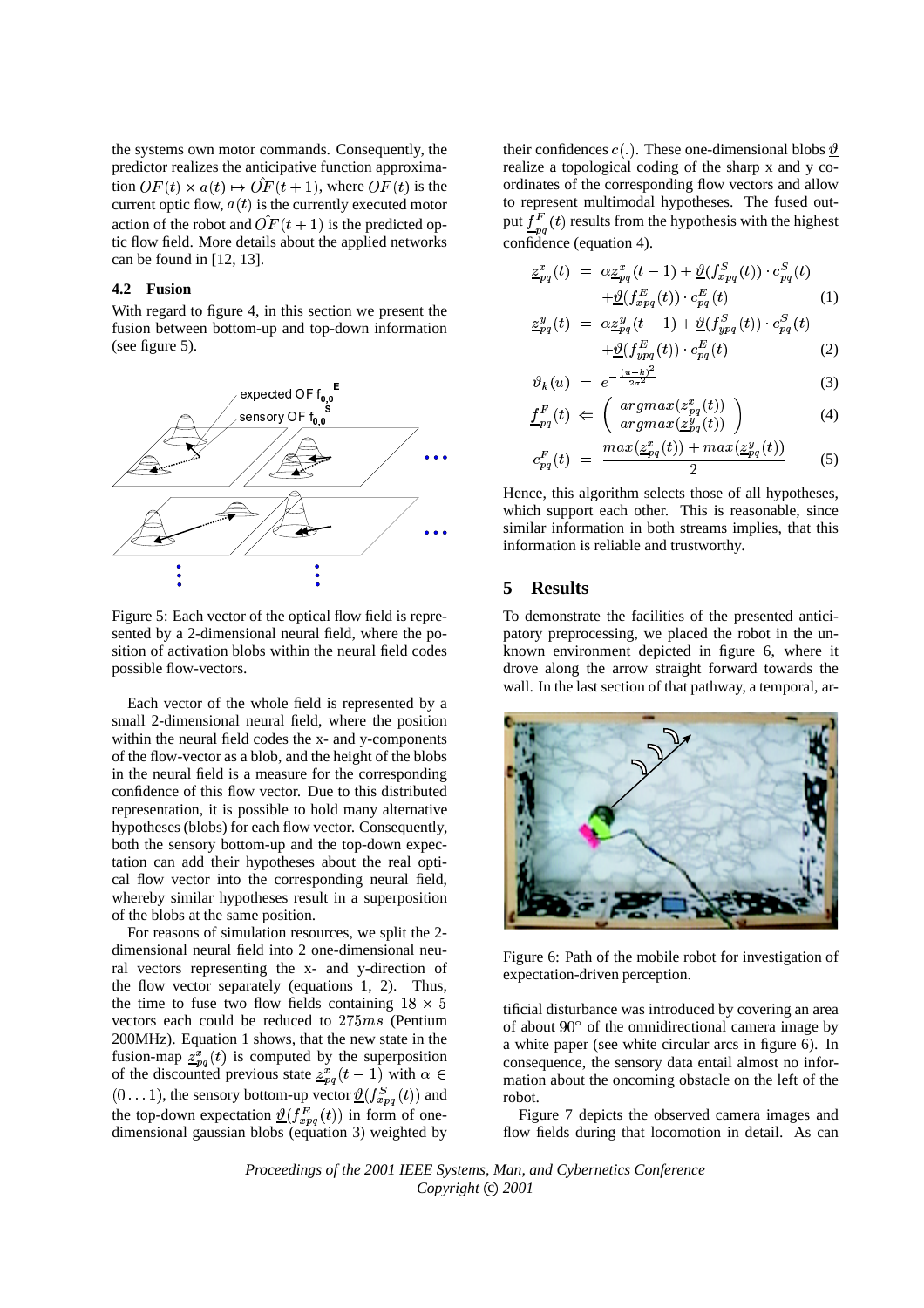the systems own motor commands. Consequently, the predictor realizes the anticipative function approximation $OF(t) \times a(t) \mapsto \hat{OF}(t+1)$, where $OF(t)$ is the current optic flow, $a(t)$ is the currently executed motor action of the robot and $\hat{OF}(t+1)$ is the predicted optic flow field. More details about the applied networks can be found in [12, 13].

### 4.2 Fusion

With regard to figure 4, in this section we present the fusion between bottom-up and top-down information (see figure 5).

Figure 5: Each vector of the optical flow field is represented by a 2-dimensional neural field, where the position of activation blobs within the neural field codes possible flow-vectors.

Each vector of the whole field is represented by a small 2-dimensional neural field, where the position within the neural field codes the x- and y-components of the flow-vector as a blob, and the height of the blobs in the neural field is a measure for the corresponding confidence of this flow vector. Due to this distributed representation, it is possible to hold many alternative hypotheses (blobs) for each flow vector. Consequently, both the sensory bottom-up and the top-down expectation can add their hypotheses about the real optical flow vector into the corresponding neural field, whereby similar hypotheses result in a superposition of the blobs at the same position.

For reasons of simulation resources, we split the 2-dimensional neural field into 2 one-dimensional neural vectors representing the x- and y-direction of the flow vector separately (equations 1, 2). Thus, the time to fuse two flow fields containing $18 \times 5$ vectors each could be reduced to $275ms$ (Pentium 200MHz). Equation 1 shows, that the new state in the fusion-map $\underline{z}^x_{pq}(t)$ is computed by the superposition of the discounted previous state $\underline{z}^x_{pq}(t-1)$ with $\alpha \in (0 \ldots 1)$, the sensory bottom-up vector $\underline{\vartheta}(f^S_{xpq}(t))$ and the top-down expectation $\underline{\vartheta}(f^E_{xpq}(t))$ in form of one-dimensional gaussian blobs (equation 3) weighted by their confidences $c(.)$. These one-dimensional blobs $\underline{\vartheta}$ realize a topological coding of the sharp x and y coordinates of the corresponding flow vectors and allow to represent multimodal hypotheses. The fused output $\underline{f}^F_{pq}(t)$ results from the hypothesis with the highest confidence (equation 4).

$$\underline{z}^x_{pq}(t) = \alpha \underline{z}^x_{pq}(t-1) + \underline{\vartheta}(f^S_{xpq}(t)) \cdot c^S_{pq}(t) + \underline{\vartheta}(f^E_{xpq}(t)) \cdot c^E_{pq}(t) \quad (1)$$

$$\underline{z}^y_{pq}(t) = \alpha \underline{z}^y_{pq}(t-1) + \underline{\vartheta}(f^S_{ypq}(t)) \cdot c^S_{pq}(t) + \underline{\vartheta}(f^E_{ypq}(t)) \cdot c^E_{pq}(t) \quad (2)$$

$$\vartheta_k(u) = e^{-\frac{(u-k)^2}{2\sigma^2}} \quad (3)$$

$$\underline{f}^F_{pq}(t) \Leftarrow \begin{pmatrix} argmax(\underline{z}^x_{pq}(t)) \\ argmax(\underline{z}^y_{pq}(t)) \end{pmatrix} \quad (4)$$

$$c^F_{pq}(t) = \frac{max(\underline{z}^x_{pq}(t)) + max(\underline{z}^y_{pq}(t))}{2} \quad (5)$$

Hence, this algorithm selects those of all hypotheses, which support each other. This is reasonable, since similar information in both streams implies, that this information is reliable and trustworthy.

## 5 Results

To demonstrate the facilities of the presented anticipatory preprocessing, we placed the robot in the unknown environment depicted in figure 6, where it drove along the arrow straight forward towards the wall. In the last section of that pathway, a temporal, artificial disturbance was introduced by covering an area of about 90° of the omnidirectional camera image by a white paper (see white circular arcs in figure 6). In consequence, the sensory data entail almost no information about the oncoming obstacle on the left of the robot.

Figure 6: Path of the mobile robot for investigation of expectation-driven perception.

Figure 7 depicts the observed camera images and flow fields during that locomotion in detail. As can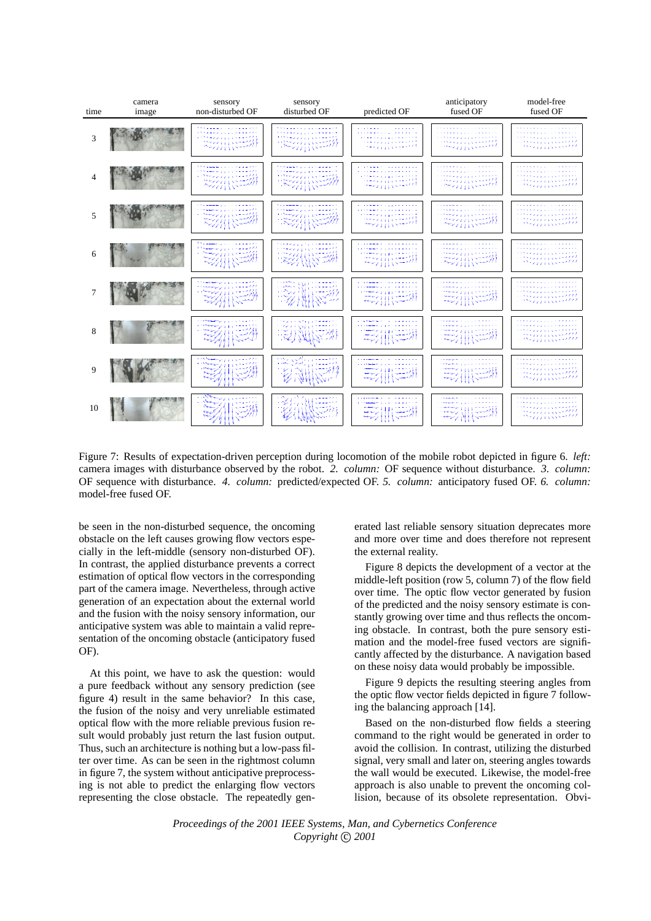Figure 7: Results of expectation-driven perception during locomotion of the mobile robot depicted in figure 6. *left:* camera images with disturbance observed by the robot. *2. column:* OF sequence without disturbance. *3. column:* OF sequence with disturbance. *4. column:* predicted/expected OF. *5. column:* anticipatory fused OF. *6. column:* model-free fused OF.

be seen in the non-disturbed sequence, the oncoming obstacle on the left causes growing flow vectors especially in the left-middle (sensory non-disturbed OF). In contrast, the applied disturbance prevents a correct estimation of optical flow vectors in the corresponding part of the camera image. Nevertheless, through active generation of an expectation about the external world and the fusion with the noisy sensory information, our anticipative system was able to maintain a valid representation of the oncoming obstacle (anticipatory fused OF).

At this point, we have to ask the question: would a pure feedback without any sensory prediction (see figure 4) result in the same behavior? In this case, the fusion of the noisy and very unreliable estimated optical flow with the more reliable previous fusion result would probably just return the last fusion output. Thus, such an architecture is nothing but a low-pass filter over time. As can be seen in the rightmost column in figure 7, the system without anticipative preprocessing is not able to predict the enlarging flow vectors representing the close obstacle. The repeatedly generated last reliable sensory situation deprecates more and more over time and does therefore not represent the external reality.

Figure 8 depicts the development of a vector at the middle-left position (row 5, column 7) of the flow field over time. The optic flow vector generated by fusion of the predicted and the noisy sensory estimate is constantly growing over time and thus reflects the oncoming obstacle. In contrast, both the pure sensory estimation and the model-free fused vectors are significantly affected by the disturbance. A navigation based on these noisy data would probably be impossible.

Figure 9 depicts the resulting steering angles from the optic flow vector fields depicted in figure 7 following the balancing approach [14].

Based on the non-disturbed flow fields a steering command to the right would be generated in order to avoid the collision. In contrast, utilizing the disturbed signal, very small and later on, steering angles towards the wall would be executed. Likewise, the model-free approach is also unable to prevent the oncoming collision, because of its obsolete representation. Obvi-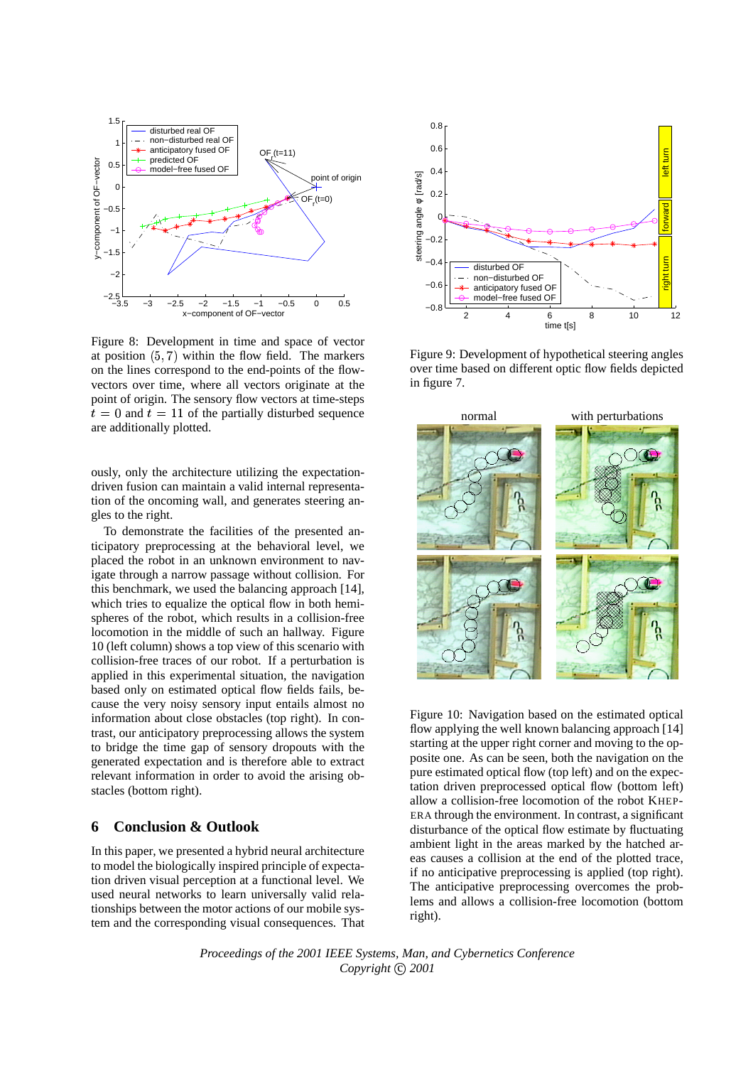Figure 8: Development in time and space of vector at position $(5, 7)$ within the flow field. The markers on the lines correspond to the end-points of the flow-vectors over time, where all vectors originate at the point of origin. The sensory flow vectors at time-steps $t = 0$ and $t = 11$ of the partially disturbed sequence are additionally plotted.

Figure 9: Development of hypothetical steering angles over time based on different optic flow fields depicted in figure 7.

ously, only the architecture utilizing the expectation-driven fusion can maintain a valid internal representation of the oncoming wall, and generates steering angles to the right.

To demonstrate the facilities of the presented anticipatory preprocessing at the behavioral level, we placed the robot in an unknown environment to navigate through a narrow passage without collision. For this benchmark, we used the balancing approach [14], which tries to equalize the optical flow in both hemispheres of the robot, which results in a collision-free locomotion in the middle of such an hallway. Figure 10 (left column) shows a top view of this scenario with collision-free traces of our robot. If a perturbation is applied in this experimental situation, the navigation based only on estimated optical flow fields fails, because the very noisy sensory input entails almost no information about close obstacles (top right). In contrast, our anticipatory preprocessing allows the system to bridge the time gap of sensory dropouts with the generated expectation and is therefore able to extract relevant information in order to avoid the arising obstacles (bottom right).

Figure 10: Navigation based on the estimated optical flow applying the well known balancing approach [14] starting at the upper right corner and moving to the opposite one. As can be seen, both the navigation on the pure estimated optical flow (top left) and on the expectation driven preprocessed optical flow (bottom left) allow a collision-free locomotion of the robot KHEPERA through the environment. In contrast, a significant disturbance of the optical flow estimate by fluctuating ambient light in the areas marked by the hatched areas causes a collision at the end of the plotted trace, if no anticipative preprocessing is applied (top right). The anticipative preprocessing overcomes the problems and allows a collision-free locomotion (bottom right).

## 6 Conclusion & Outlook

In this paper, we presented a hybrid neural architecture to model the biologically inspired principle of expectation driven visual perception at a functional level. We used neural networks to learn universally valid relationships between the motor actions of our mobile system and the corresponding visual consequences. That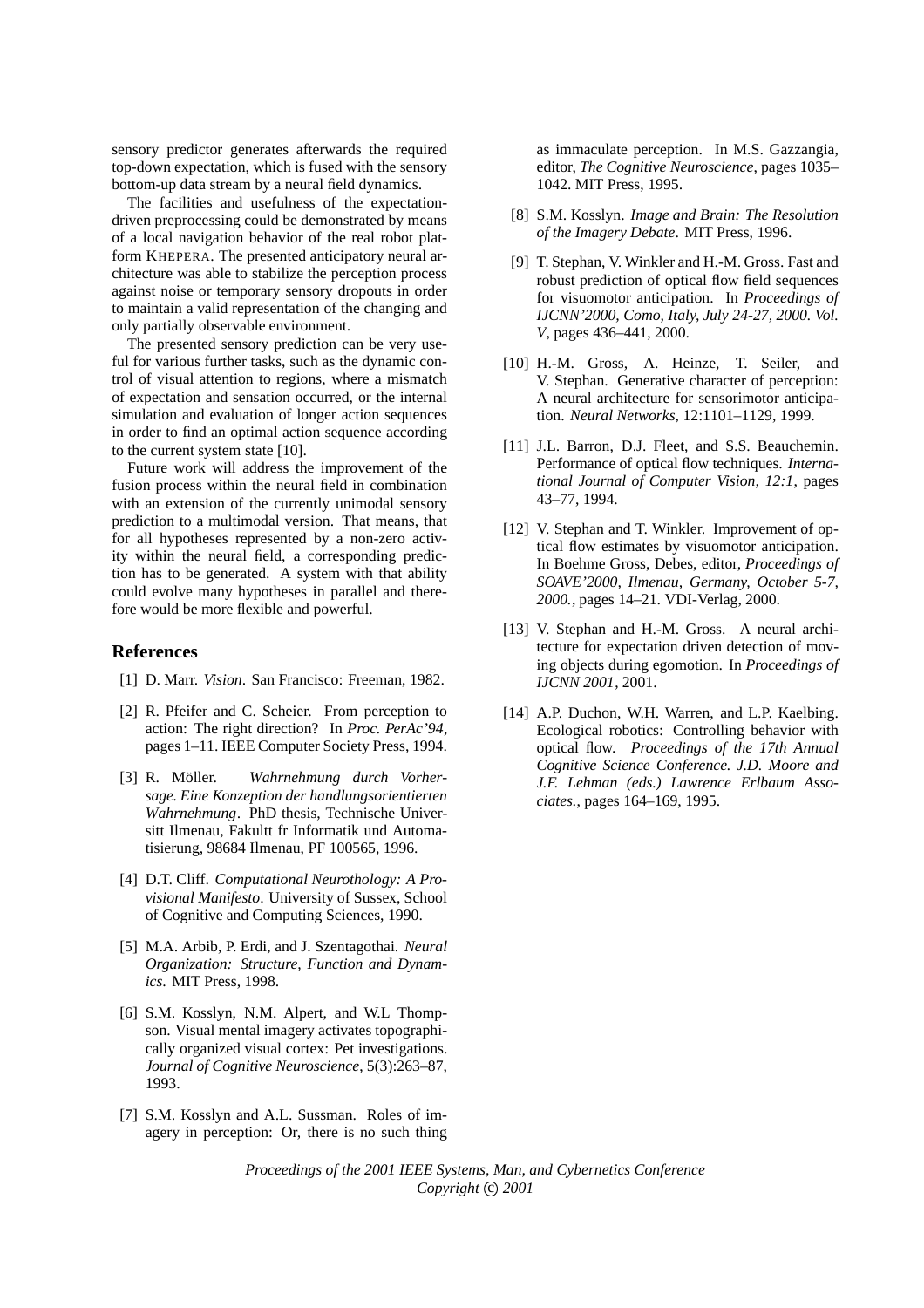sensory predictor generates afterwards the required top-down expectation, which is fused with the sensory bottom-up data stream by a neural field dynamics.

The facilities and usefulness of the expectation-driven preprocessing could be demonstrated by means of a local navigation behavior of the real robot platform KHEPERA. The presented anticipatory neural architecture was able to stabilize the perception process against noise or temporary sensory dropouts in order to maintain a valid representation of the changing and only partially observable environment.

The presented sensory prediction can be very useful for various further tasks, such as the dynamic control of visual attention to regions, where a mismatch of expectation and sensation occurred, or the internal simulation and evaluation of longer action sequences in order to find an optimal action sequence according to the current system state [10].

Future work will address the improvement of the fusion process within the neural field in combination with an extension of the currently unimodal sensory prediction to a multimodal version. That means, that for all hypotheses represented by a non-zero activity within the neural field, a corresponding prediction has to be generated. A system with that ability could evolve many hypotheses in parallel and therefore would be more flexible and powerful.

## References

[1] D. Marr. *Vision*. San Francisco: Freeman, 1982.

[2] R. Pfeifer and C. Scheier. From perception to action: The right direction? In *Proc. PerAc'94*, pages 1–11. IEEE Computer Society Press, 1994.

[3] R. Möller. *Wahrnehmung durch Vorhersage. Eine Konzeption der handlungsorientierten Wahrnehmung*. PhD thesis, Technische Universitt Ilmenau, Fakultt fr Informatik und Automatisierung, 98684 Ilmenau, PF 100565, 1996.

[4] D.T. Cliff. *Computational Neurothology: A Provisional Manifesto*. University of Sussex, School of Cognitive and Computing Sciences, 1990.

[5] M.A. Arbib, P. Erdi, and J. Szentagothai. *Neural Organization: Structure, Function and Dynamics*. MIT Press, 1998.

[6] S.M. Kosslyn, N.M. Alpert, and W.L Thompson. Visual mental imagery activates topographically organized visual cortex: Pet investigations. *Journal of Cognitive Neuroscience*, 5(3):263–87, 1993.

[7] S.M. Kosslyn and A.L. Sussman. Roles of imagery in perception: Or, there is no such thing as immaculate perception. In M.S. Gazzangia, editor, *The Cognitive Neuroscience*, pages 1035–1042. MIT Press, 1995.

[8] S.M. Kosslyn. *Image and Brain: The Resolution of the Imagery Debate*. MIT Press, 1996.

[9] T. Stephan, V. Winkler and H.-M. Gross. Fast and robust prediction of optical flow field sequences for visuomotor anticipation. In *Proceedings of IJCNN'2000, Como, Italy, July 24-27, 2000. Vol. V*, pages 436–441, 2000.

[10] H.-M. Gross, A. Heinze, T. Seiler, and V. Stephan. Generative character of perception: A neural architecture for sensorimotor anticipation. *Neural Networks*, 12:1101–1129, 1999.

[11] J.L. Barron, D.J. Fleet, and S.S. Beauchemin. Performance of optical flow techniques. *International Journal of Computer Vision, 12:1*, pages 43–77, 1994.

[12] V. Stephan and T. Winkler. Improvement of optical flow estimates by visuomotor anticipation. In Boehme Gross, Debes, editor, *Proceedings of SOAVE'2000, Ilmenau, Germany, October 5-7, 2000.*, pages 14–21. VDI-Verlag, 2000.

[13] V. Stephan and H.-M. Gross. A neural architecture for expectation driven detection of moving objects during egomotion. In *Proceedings of IJCNN 2001*, 2001.

[14] A.P. Duchon, W.H. Warren, and L.P. Kaelbing. Ecological robotics: Controlling behavior with optical flow. *Proceedings of the 17th Annual Cognitive Science Conference. J.D. Moore and J.F. Lehman (eds.) Lawrence Erlbaum Associates.*, pages 164–169, 1995.